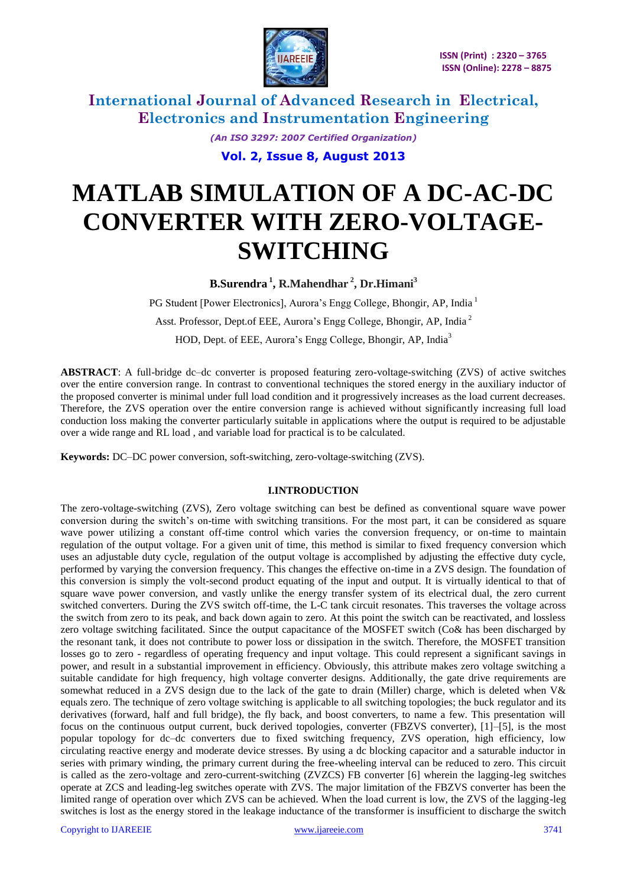# International Journal of Advanced Research in Electrical, Electronics and Instrumentation Engineering

*(An ISO 3297: 2007 Certified Organization)*

**Vol. 2, Issue 8, August 2013**

# MATLAB SIMULATION OF A DC-AC-DC CONVERTER WITH ZERO-VOLTAGE-SWITCHING

**B.Surendra [1], R.Mahendhar [2], Dr.Himani[3]**

PG Student [Power Electronics], Aurora's Engg College, Bhongir, AP, India [1]

Asst. Professor, Dept.of EEE, Aurora's Engg College, Bhongir, AP, India [2]

HOD, Dept. of EEE, Aurora's Engg College, Bhongir, AP, India[3]

**ABSTRACT**: A full-bridge dc–dc converter is proposed featuring zero-voltage-switching (ZVS) of active switches over the entire conversion range. In contrast to conventional techniques the stored energy in the auxiliary inductor of the proposed converter is minimal under full load condition and it progressively increases as the load current decreases. Therefore, the ZVS operation over the entire conversion range is achieved without significantly increasing full load conduction loss making the converter particularly suitable in applications where the output is required to be adjustable over a wide range and RL load , and variable load for practical is to be calculated.

**Keywords:** DC–DC power conversion, soft-switching, zero-voltage-switching (ZVS).

## I.INTRODUCTION

The zero-voltage-switching (ZVS), Zero voltage switching can best be defined as conventional square wave power conversion during the switch's on-time with switching transitions. For the most part, it can be considered as square wave power utilizing a constant off-time control which varies the conversion frequency, or on-time to maintain regulation of the output voltage. For a given unit of time, this method is similar to fixed frequency conversion which uses an adjustable duty cycle, regulation of the output voltage is accomplished by adjusting the effective duty cycle, performed by varying the conversion frequency. This changes the effective on-time in a ZVS design. The foundation of this conversion is simply the volt-second product equating of the input and output. It is virtually identical to that of square wave power conversion, and vastly unlike the energy transfer system of its electrical dual, the zero current switched converters. During the ZVS switch off-time, the L-C tank circuit resonates. This traverses the voltage across the switch from zero to its peak, and back down again to zero. At this point the switch can be reactivated, and lossless zero voltage switching facilitated. Since the output capacitance of the MOSFET switch (Co& has been discharged by the resonant tank, it does not contribute to power loss or dissipation in the switch. Therefore, the MOSFET transition losses go to zero - regardless of operating frequency and input voltage. This could represent a significant savings in power, and result in a substantial improvement in efficiency. Obviously, this attribute makes zero voltage switching a suitable candidate for high frequency, high voltage converter designs. Additionally, the gate drive requirements are somewhat reduced in a ZVS design due to the lack of the gate to drain (Miller) charge, which is deleted when V& equals zero. The technique of zero voltage switching is applicable to all switching topologies; the buck regulator and its derivatives (forward, half and full bridge), the fly back, and boost converters, to name a few. This presentation will focus on the continuous output current, buck derived topologies, converter (FBZVS converter), [1]–[5], is the most popular topology for dc–dc converters due to fixed switching frequency, ZVS operation, high efficiency, low circulating reactive energy and moderate device stresses. By using a dc blocking capacitor and a saturable inductor in series with primary winding, the primary current during the free-wheeling interval can be reduced to zero. This circuit is called as the zero-voltage and zero-current-switching (ZVZCS) FB converter [6] wherein the lagging-leg switches operate at ZCS and leading-leg switches operate with ZVS. The major limitation of the FBZVS converter has been the limited range of operation over which ZVS can be achieved. When the load current is low, the ZVS of the lagging-leg switches is lost as the energy stored in the leakage inductance of the transformer is insufficient to discharge the switch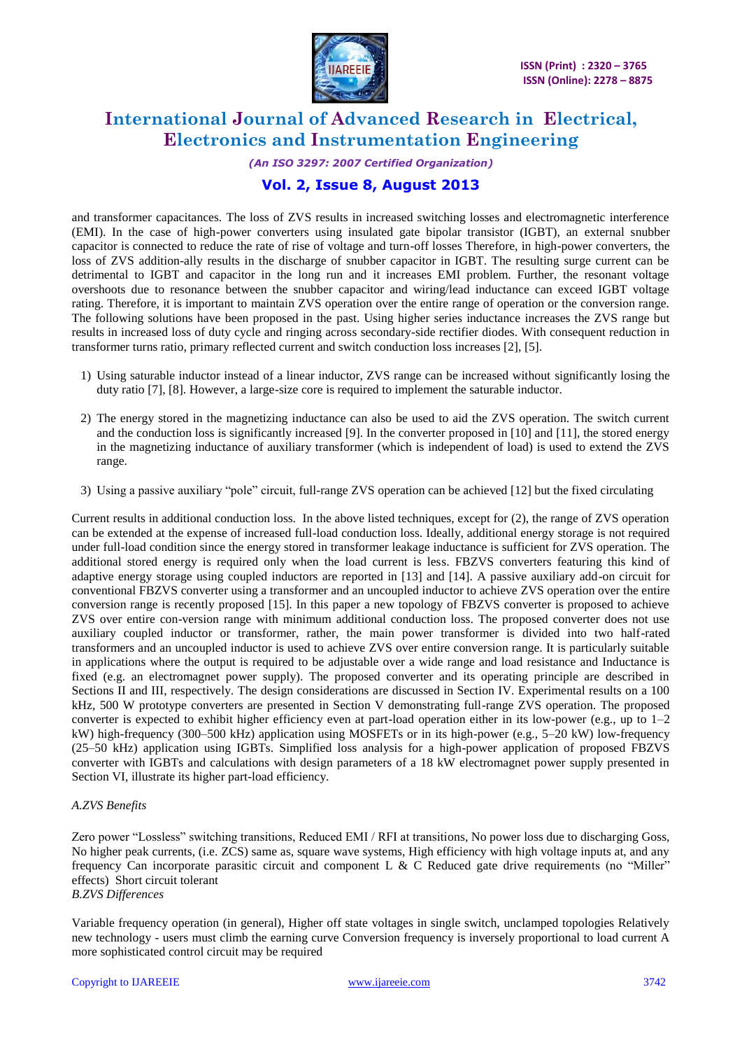and transformer capacitances. The loss of ZVS results in increased switching losses and electromagnetic interference (EMI). In the case of high-power converters using insulated gate bipolar transistor (IGBT), an external snubber capacitor is connected to reduce the rate of rise of voltage and turn-off losses Therefore, in high-power converters, the loss of ZVS addition-ally results in the discharge of snubber capacitor in IGBT. The resulting surge current can be detrimental to IGBT and capacitor in the long run and it increases EMI problem. Further, the resonant voltage overshoots due to resonance between the snubber capacitor and wiring/lead inductance can exceed IGBT voltage rating. Therefore, it is important to maintain ZVS operation over the entire range of operation or the conversion range. The following solutions have been proposed in the past. Using higher series inductance increases the ZVS range but results in increased loss of duty cycle and ringing across secondary-side rectifier diodes. With consequent reduction in transformer turns ratio, primary reflected current and switch conduction loss increases [2], [5].

1) Using saturable inductor instead of a linear inductor, ZVS range can be increased without significantly losing the duty ratio [7], [8]. However, a large-size core is required to implement the saturable inductor.

2) The energy stored in the magnetizing inductance can also be used to aid the ZVS operation. The switch current and the conduction loss is significantly increased [9]. In the converter proposed in [10] and [11], the stored energy in the magnetizing inductance of auxiliary transformer (which is independent of load) is used to extend the ZVS range.

3) Using a passive auxiliary "pole" circuit, full-range ZVS operation can be achieved [12] but the fixed circulating

Current results in additional conduction loss. In the above listed techniques, except for (2), the range of ZVS operation can be extended at the expense of increased full-load conduction loss. Ideally, additional energy storage is not required under full-load condition since the energy stored in transformer leakage inductance is sufficient for ZVS operation. The additional stored energy is required only when the load current is less. FBZVS converters featuring this kind of adaptive energy storage using coupled inductors are reported in [13] and [14]. A passive auxiliary add-on circuit for conventional FBZVS converter using a transformer and an uncoupled inductor to achieve ZVS operation over the entire conversion range is recently proposed [15]. In this paper a new topology of FBZVS converter is proposed to achieve ZVS over entire con-version range with minimum additional conduction loss. The proposed converter does not use auxiliary coupled inductor or transformer, rather, the main power transformer is divided into two half-rated transformers and an uncoupled inductor is used to achieve ZVS over entire conversion range. It is particularly suitable in applications where the output is required to be adjustable over a wide range and load resistance and Inductance is fixed (e.g. an electromagnet power supply). The proposed converter and its operating principle are described in Sections II and III, respectively. The design considerations are discussed in Section IV. Experimental results on a 100 kHz, 500 W prototype converters are presented in Section V demonstrating full-range ZVS operation. The proposed converter is expected to exhibit higher efficiency even at part-load operation either in its low-power (e.g., up to 1–2 kW) high-frequency (300–500 kHz) application using MOSFETs or in its high-power (e.g., 5–20 kW) low-frequency (25–50 kHz) application using IGBTs. Simplified loss analysis for a high-power application of proposed FBZVS converter with IGBTs and calculations with design parameters of a 18 kW electromagnet power supply presented in Section VI, illustrate its higher part-load efficiency.

*A.ZVS Benefits*

Zero power "Lossless" switching transitions, Reduced EMI / RFI at transitions, No power loss due to discharging Goss, No higher peak currents, (i.e. ZCS) same as, square wave systems, High efficiency with high voltage inputs at, and any frequency Can incorporate parasitic circuit and component L & C Reduced gate drive requirements (no "Miller" effects) Short circuit tolerant

*B.ZVS Differences*

Variable frequency operation (in general), Higher off state voltages in single switch, unclamped topologies Relatively new technology - users must climb the earning curve Conversion frequency is inversely proportional to load current A more sophisticated control circuit may be required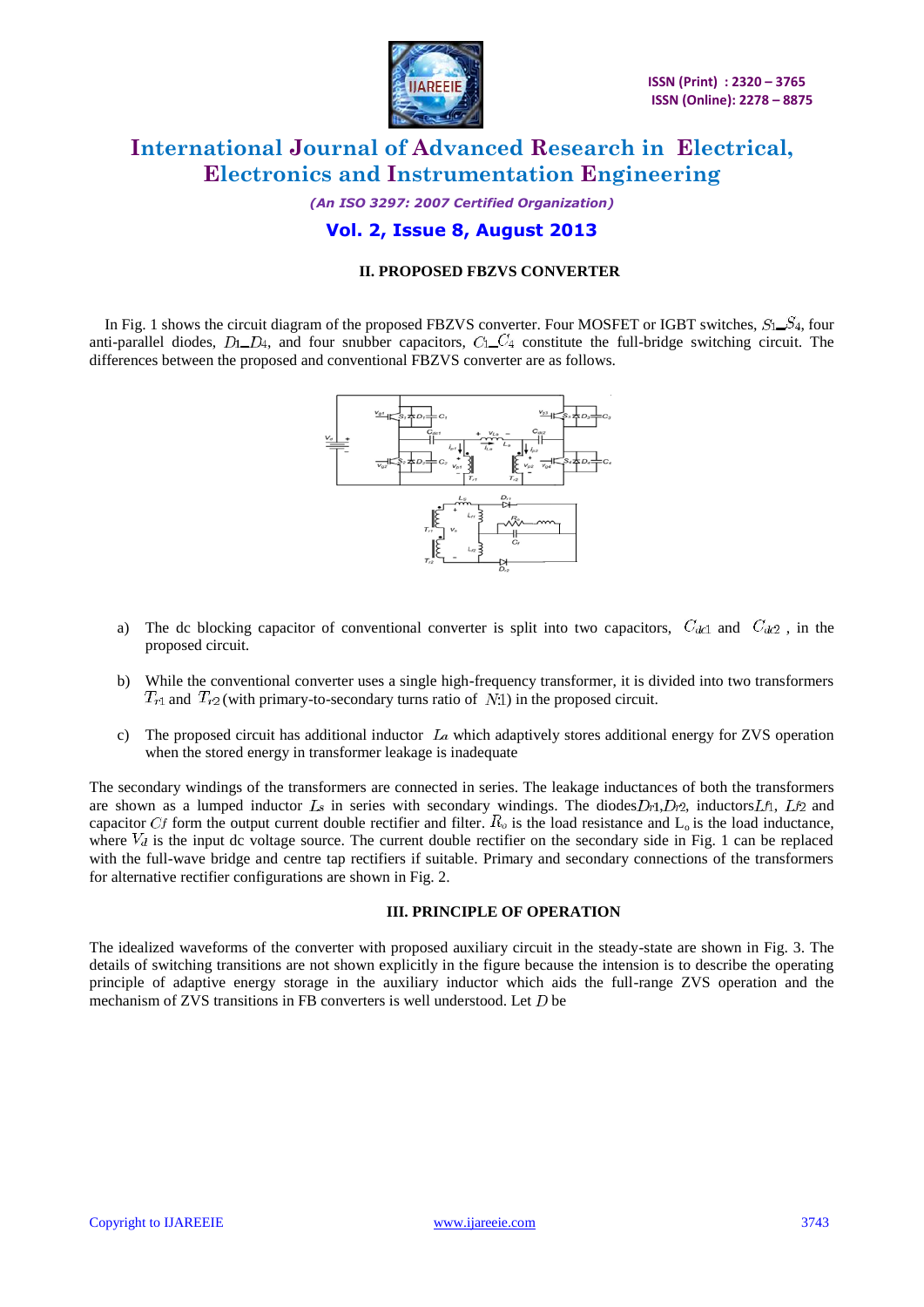## II. PROPOSED FBZVS CONVERTER

In Fig. 1 shows the circuit diagram of the proposed FBZVS converter. Four MOSFET or IGBT switches, $S_1$_$S_4$, four anti-parallel diodes, $D_1$_$D_4$, and four snubber capacitors, $C_1$_$C_4$ constitute the full-bridge switching circuit. The differences between the proposed and conventional FBZVS converter are as follows.

a) The dc blocking capacitor of conventional converter is split into two capacitors, $C_{dc1}$ and $C_{dc2}$ , in the proposed circuit.

b) While the conventional converter uses a single high-frequency transformer, it is divided into two transformers $T_{r1}$ and $T_{r2}$ (with primary-to-secondary turns ratio of $N$:1) in the proposed circuit.

c) The proposed circuit has additional inductor $La$ which adaptively stores additional energy for ZVS operation when the stored energy in transformer leakage is inadequate

The secondary windings of the transformers are connected in series. The leakage inductances of both the transformers are shown as a lumped inductor $Ls$ in series with secondary windings. The diodes $D_{r1}$, $D_{r2}$, inductors $L_{f1}$, $L_{f2}$ and capacitor $C_f$ form the output current double rectifier and filter. $R_o$ is the load resistance and $L_o$ is the load inductance, where $V_d$ is the input dc voltage source. The current double rectifier on the secondary side in Fig. 1 can be replaced with the full-wave bridge and centre tap rectifiers if suitable. Primary and secondary connections of the transformers for alternative rectifier configurations are shown in Fig. 2.

## III. PRINCIPLE OF OPERATION

The idealized waveforms of the converter with proposed auxiliary circuit in the steady-state are shown in Fig. 3. The details of switching transitions are not shown explicitly in the figure because the intension is to describe the operating principle of adaptive energy storage in the auxiliary inductor which aids the full-range ZVS operation and the mechanism of ZVS transitions in FB converters is well understood. Let $D$ be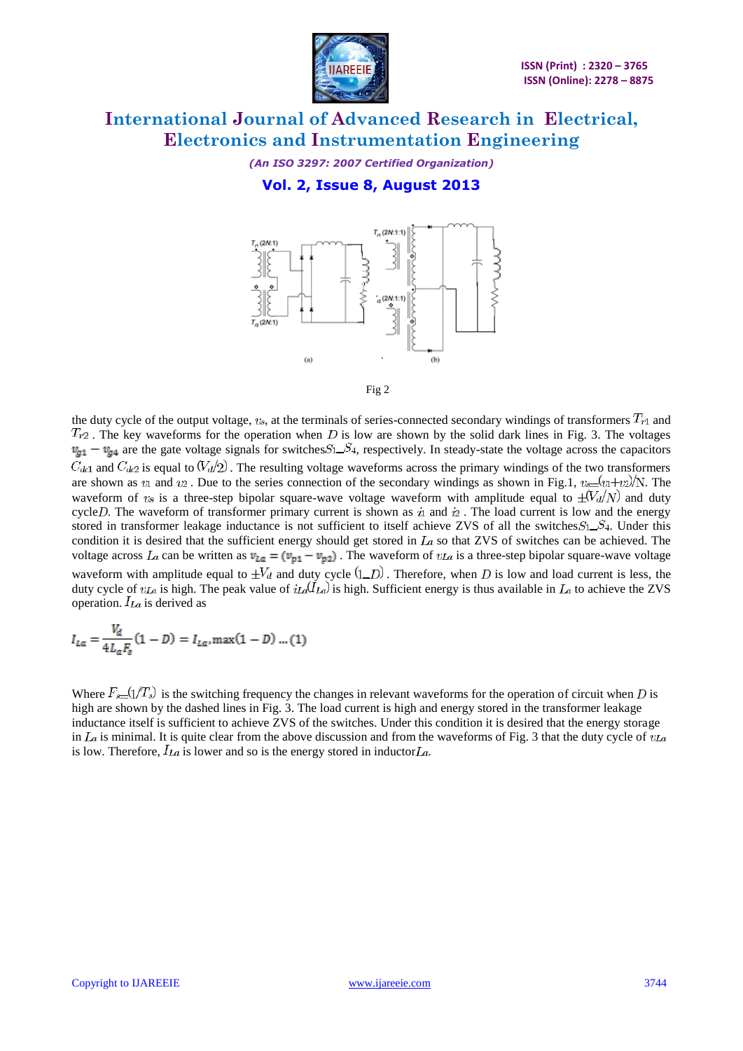$T_{r1}$ (2N:1)

$T_{r2}$ (2N:1)

$T_{r1}$ (2N:1:1)

$T_{r2}$ (2N:1:1)

(a)

(b)

Fig 2

the duty cycle of the output voltage, $v_s$, at the terminals of series-connected secondary windings of transformers $T_{r1}$ and $T_{r2}$. The key waveforms for the operation when $D$ is low are shown by the solid dark lines in Fig. 3. The voltages $v_{g1} - v_{g4}$ are the gate voltage signals for switches $S_1$–$S_4$, respectively. In steady-state the voltage across the capacitors $C_{dc1}$ and $C_{dc2}$ is equal to $(V_d/2)$. The resulting voltage waveforms across the primary windings of the two transformers are shown as $v_1$ and $v_2$. Due to the series connection of the secondary windings as shown in Fig.1, $v_s$=$(v_1+v_2)$/N. The waveform of $v_s$ is a three-step bipolar square-wave voltage waveform with amplitude equal to $\pm(V_d/N)$ and duty cycle $D$. The waveform of transformer primary current is shown as $i_1$ and $i_2$. The load current is low and the energy stored in transformer leakage inductance is not sufficient to itself achieve ZVS of all the switches $S_1$–$S_4$. Under this condition it is desired that the sufficient energy should get stored in $L_a$ so that ZVS of switches can be achieved. The voltage across $L_a$ can be written as $v_{La} = (v_{p1} - v_{p2})$. The waveform of $v_{La}$ is a three-step bipolar square-wave voltage waveform with amplitude equal to $\pm V_d$ and duty cycle $(1-D)$. Therefore, when $D$ is low and load current is less, the duty cycle of $v_{La}$ is high. The peak value of $i_{La}(I_{La})$ is high. Sufficient energy is thus available in $L_a$ to achieve the ZVS operation. $I_{La}$ is derived as

$$I_{La} = \frac{V_d}{4L_aF_s}(1-D) = I_{La},\max(1-D) \ldots(1)$$

Where $F_s$=$(1/T_s)$ is the switching frequency the changes in relevant waveforms for the operation of circuit when $D$ is high are shown by the dashed lines in Fig. 3. The load current is high and energy stored in the transformer leakage inductance itself is sufficient to achieve ZVS of the switches. Under this condition it is desired that the energy storage in $L_a$ is minimal. It is quite clear from the above discussion and from the waveforms of Fig. 3 that the duty cycle of $v_{La}$ is low. Therefore, $I_{La}$ is lower and so is the energy stored in inductor $L_a$.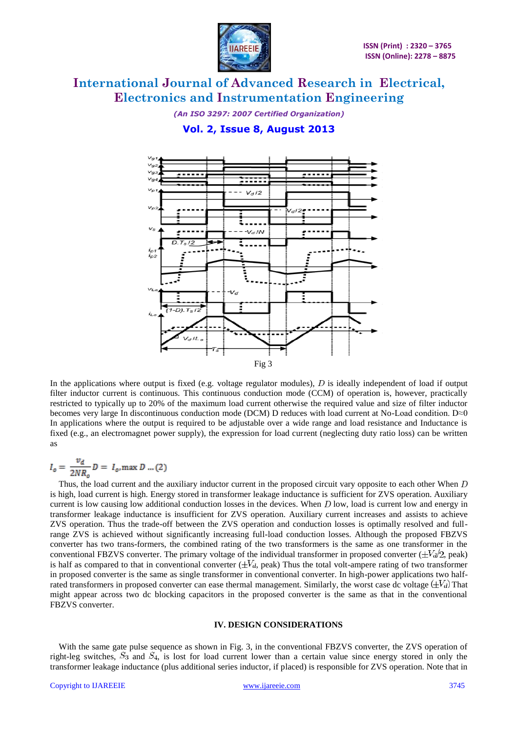$v_{g1}$
$v_{g2}$
$v_{g3}$
$v_{g4}$
$v_{p1}$
$V_d/2$
$v_{p2}$
$V_d/2$
$v_s$
$V_d/N$
$D.T_s/2$
$i_{p1}$
$i_{p2}$
$v_{La}$
$V_d$
$(1-D).T_s/2$
$i_{La}$
$V_d/L_a$
$T_s$

Fig 3

In the applications where output is fixed (e.g. voltage regulator modules), $D$ is ideally independent of load if output filter inductor current is continuous. This continuous conduction mode (CCM) of operation is, however, practically restricted to typically up to 20% of the maximum load current otherwise the required value and size of filter inductor becomes very large In discontinuous conduction mode (DCM) D reduces with load current at No-Load condition. D≈0 In applications where the output is required to be adjustable over a wide range and load resistance and Inductance is fixed (e.g., an electromagnet power supply), the expression for load current (neglecting duty ratio loss) can be written as

$$I_o = \frac{v_d}{2NR_o}D = I_o,\max D \ldots (2)$$

Thus, the load current and the auxiliary inductor current in the proposed circuit vary opposite to each other When $D$ is high, load current is high. Energy stored in transformer leakage inductance is sufficient for ZVS operation. Auxiliary current is low causing low additional conduction losses in the devices. When $D$ low, load is current low and energy in transformer leakage inductance is insufficient for ZVS operation. Auxiliary current increases and assists to achieve ZVS operation. Thus the trade-off between the ZVS operation and conduction losses is optimally resolved and full-range ZVS is achieved without significantly increasing full-load conduction losses. Although the proposed FBZVS converter has two trans-formers, the combined rating of the two transformers is the same as one transformer in the conventional FBZVS converter. The primary voltage of the individual transformer in proposed converter ($\pm V_d/2$, peak) is half as compared to that in conventional converter ($\pm V_d$, peak) Thus the total volt-ampere rating of two transformer in proposed converter is the same as single transformer in conventional converter. In high-power applications two half-rated transformers in proposed converter can ease thermal management. Similarly, the worst case dc voltage ($\pm V_d$) That might appear across two dc blocking capacitors in the proposed converter is the same as that in the conventional FBZVS converter.

## IV. DESIGN CONSIDERATIONS

With the same gate pulse sequence as shown in Fig. 3, in the conventional FBZVS converter, the ZVS operation of right-leg switches, $S_3$ and $S_4$, is lost for load current lower than a certain value since energy stored in only the transformer leakage inductance (plus additional series inductor, if placed) is responsible for ZVS operation. Note that in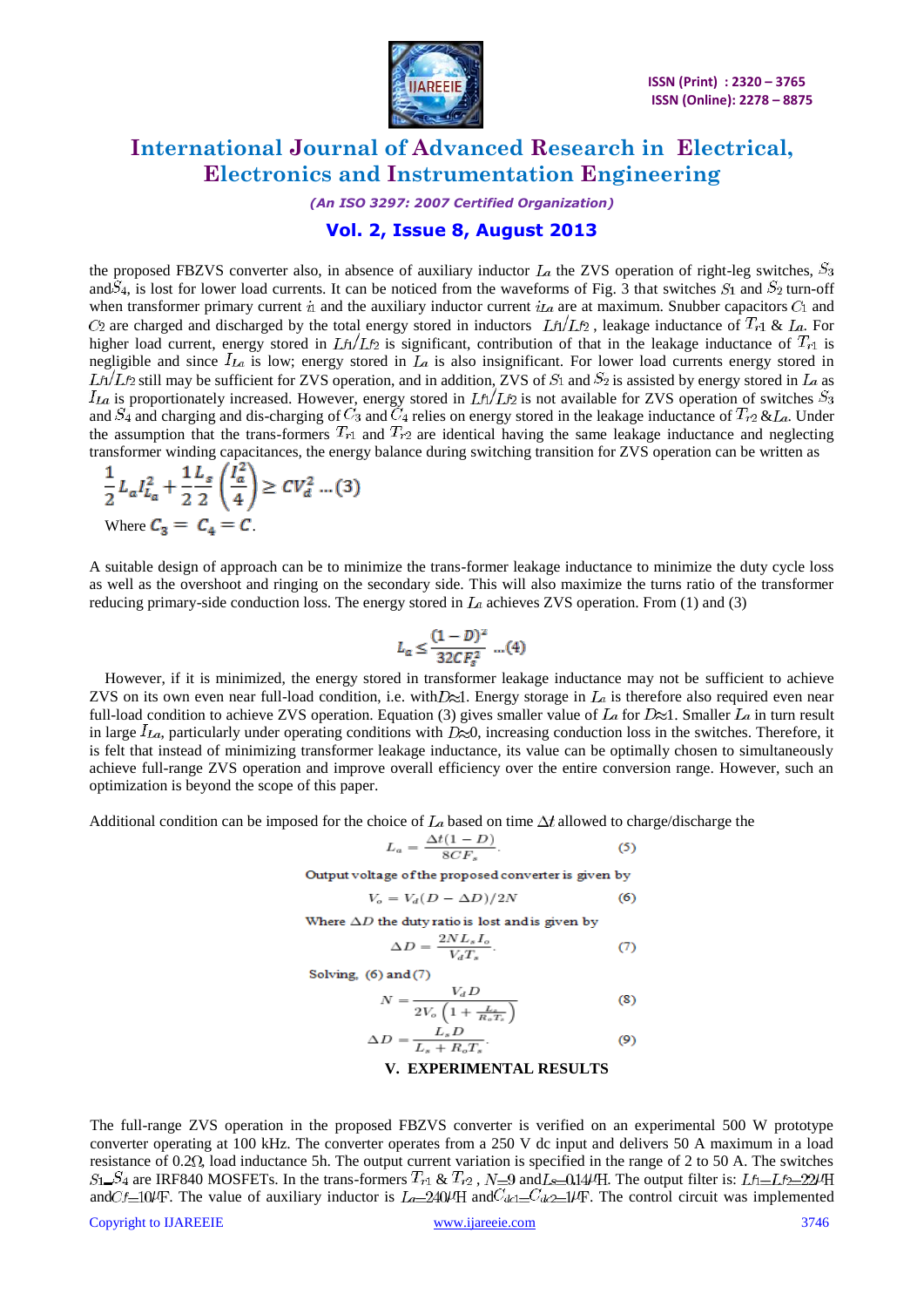the proposed FBZVS converter also, in absence of auxiliary inductor $L_a$ the ZVS operation of right-leg switches, $S_3$ and $S_4$, is lost for lower load currents. It can be noticed from the waveforms of Fig. 3 that switches $S_1$ and $S_2$ turn-off when transformer primary current $i_1$ and the auxiliary inductor current $i_{La}$ are at maximum. Snubber capacitors $C_1$ and $C_2$ are charged and discharged by the total energy stored in inductors $L_{f1}/L_{f2}$, leakage inductance of $T_{r1}$ & $L_a$. For higher load current, energy stored in $L_{f1}/L_{f2}$ is significant, contribution of that in the leakage inductance of $T_{r1}$ is negligible and since $I_{La}$ is low; energy stored in $L_a$ is also insignificant. For lower load currents energy stored in $L_{f1}/L_{f2}$ still may be sufficient for ZVS operation, and in addition, ZVS of $S_1$ and $S_2$ is assisted by energy stored in $L_a$ as $I_{La}$ is proportionately increased. However, energy stored in $L_{f1}/L_{f2}$ is not available for ZVS operation of switches $S_3$ and $S_4$ and charging and dis-charging of $C_3$ and $C_4$ relies on energy stored in the leakage inductance of $T_{r2}$ & $L_a$. Under the assumption that the trans-formers $T_{r1}$ and $T_{r2}$ are identical having the same leakage inductance and neglecting transformer winding capacitances, the energy balance during switching transition for ZVS operation can be written as

$$\frac{1}{2}L_a I_{L_a}^2 + \frac{1}{2}\frac{L_s}{2}\left(\frac{I_a^2}{4}\right) \geq CV_d^2 \quad ...(3)$$

Where $C_3 = C_4 = C$.

A suitable design of approach can be to minimize the trans-former leakage inductance to minimize the duty cycle loss as well as the overshoot and ringing on the secondary side. This will also maximize the turns ratio of the transformer reducing primary-side conduction loss. The energy stored in $L_a$ achieves ZVS operation. From (1) and (3)

$$L_a \leq \frac{(1-D)^2}{32CF_s^2} \quad ...(4)$$

However, if it is minimized, the energy stored in transformer leakage inductance may not be sufficient to achieve ZVS on its own even near full-load condition, i.e. with $D\approx 1$. Energy storage in $L_a$ is therefore also required even near full-load condition to achieve ZVS operation. Equation (3) gives smaller value of $L_a$ for $D\approx 1$. Smaller $L_a$ in turn result in large $I_{La}$, particularly under operating conditions with $D\approx 0$, increasing conduction loss in the switches. Therefore, it is felt that instead of minimizing transformer leakage inductance, its value can be optimally chosen to simultaneously achieve full-range ZVS operation and improve overall efficiency over the entire conversion range. However, such an optimization is beyond the scope of this paper.

Additional condition can be imposed for the choice of $L_a$ based on time $\Delta t$ allowed to charge/discharge the

$$L_a = \frac{\Delta t(1-D)}{8CF_s}. \quad (5)$$

Output voltage of the proposed converter is given by

$$V_o = V_d(D - \Delta D)/2N \quad (6)$$

Where $\Delta D$ the duty ratio is lost and is given by

$$\Delta D = \frac{2NL_sI_o}{V_dT_s}. \quad (7)$$

Solving, (6) and (7)

$$N = \frac{V_dD}{2V_o\left(1 + \frac{L_s}{R_oT_s}\right)} \quad (8)$$

$$\Delta D = \frac{L_sD}{L_s + R_oT_s}. \quad (9)$$

## V. EXPERIMENTAL RESULTS

The full-range ZVS operation in the proposed FBZVS converter is verified on an experimental 500 W prototype converter operating at 100 kHz. The converter operates from a 250 V dc input and delivers 50 A maximum in a load resistance of 0.2Ω, load inductance 5h. The output current variation is specified in the range of 2 to 50 A. The switches $S_1$–$S_4$ are IRF840 MOSFETs. In the trans-formers $T_{r1}$ & $T_{r2}$, $N=9$ and $L_s=0.14\mu H$. The output filter is: $L_{f1}=L_{f2}=22\mu H$ and $C_f=10\mu F$. The value of auxiliary inductor is $L_a=240\mu H$ and $C_{dc1}=C_{dc2}=1\mu F$. The control circuit was implemented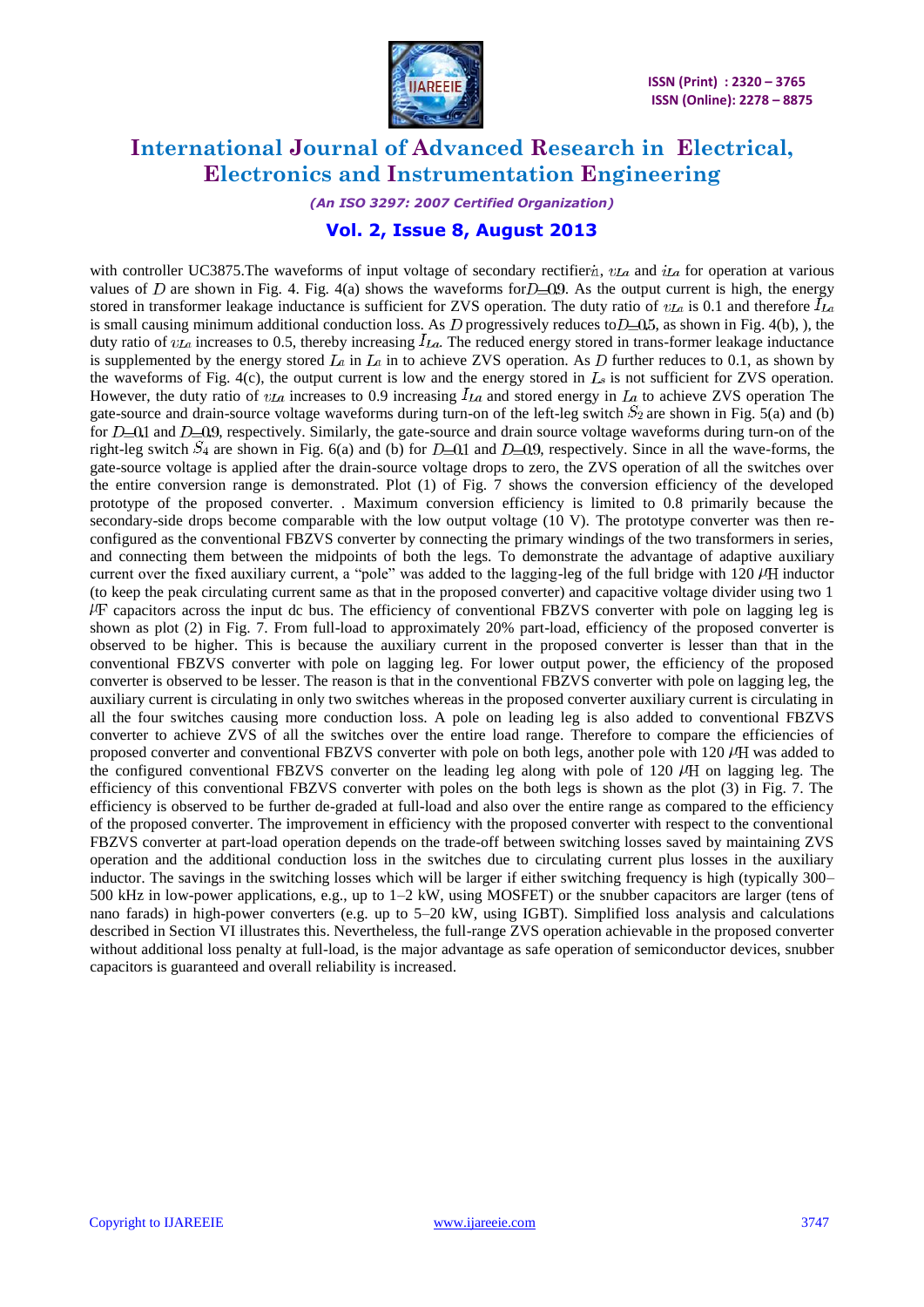with controller UC3875.The waveforms of input voltage of secondary rectifier $v_{in}$, $v_{La}$ and $i_{La}$ for operation at various values of $D$ are shown in Fig. 4. Fig. 4(a) shows the waveforms for $D=0.9$. As the output current is high, the energy stored in transformer leakage inductance is sufficient for ZVS operation. The duty ratio of $v_{La}$ is 0.1 and therefore $I_{La}$ is small causing minimum additional conduction loss. As $D$ progressively reduces to $D=0.5$, as shown in Fig. 4(b), ), the duty ratio of $v_{La}$ increases to 0.5, thereby increasing $I_{La}$. The reduced energy stored in trans-former leakage inductance is supplemented by the energy stored $L_a$ in $L_a$ in to achieve ZVS operation. As $D$ further reduces to 0.1, as shown by the waveforms of Fig. 4(c), the output current is low and the energy stored in $L_s$ is not sufficient for ZVS operation. However, the duty ratio of $v_{La}$ increases to 0.9 increasing $I_{La}$ and stored energy in $L_a$ to achieve ZVS operation The gate-source and drain-source voltage waveforms during turn-on of the left-leg switch $S_2$ are shown in Fig. 5(a) and (b) for $D=0.1$ and $D=0.9$, respectively. Similarly, the gate-source and drain source voltage waveforms during turn-on of the right-leg switch $S_4$ are shown in Fig. 6(a) and (b) for $D=0.1$ and $D=0.9$, respectively. Since in all the wave-forms, the gate-source voltage is applied after the drain-source voltage drops to zero, the ZVS operation of all the switches over the entire conversion range is demonstrated. Plot (1) of Fig. 7 shows the conversion efficiency of the developed prototype of the proposed converter. . Maximum conversion efficiency is limited to 0.8 primarily because the secondary-side drops become comparable with the low output voltage (10 V). The prototype converter was then re-configured as the conventional FBZVS converter by connecting the primary windings of the two transformers in series, and connecting them between the midpoints of both the legs. To demonstrate the advantage of adaptive auxiliary current over the fixed auxiliary current, a "pole" was added to the lagging-leg of the full bridge with 120 μH inductor (to keep the peak circulating current same as that in the proposed converter) and capacitive voltage divider using two 1 μF capacitors across the input dc bus. The efficiency of conventional FBZVS converter with pole on lagging leg is shown as plot (2) in Fig. 7. From full-load to approximately 20% part-load, efficiency of the proposed converter is observed to be higher. This is because the auxiliary current in the proposed converter is lesser than that in the conventional FBZVS converter with pole on lagging leg. For lower output power, the efficiency of the proposed converter is observed to be lesser. The reason is that in the conventional FBZVS converter with pole on lagging leg, the auxiliary current is circulating in only two switches whereas in the proposed converter auxiliary current is circulating in all the four switches causing more conduction loss. A pole on leading leg is also added to conventional FBZVS converter to achieve ZVS of all the switches over the entire load range. Therefore to compare the efficiencies of proposed converter and conventional FBZVS converter with pole on both legs, another pole with 120 μH was added to the configured conventional FBZVS converter on the leading leg along with pole of 120 μH on lagging leg. The efficiency of this conventional FBZVS converter with poles on the both legs is shown as the plot (3) in Fig. 7. The efficiency is observed to be further de-graded at full-load and also over the entire range as compared to the efficiency of the proposed converter. The improvement in efficiency with the proposed converter with respect to the conventional FBZVS converter at part-load operation depends on the trade-off between switching losses saved by maintaining ZVS operation and the additional conduction loss in the switches due to circulating current plus losses in the auxiliary inductor. The savings in the switching losses which will be larger if either switching frequency is high (typically 300–500 kHz in low-power applications, e.g., up to 1–2 kW, using MOSFET) or the snubber capacitors are larger (tens of nano farads) in high-power converters (e.g. up to 5–20 kW, using IGBT). Simplified loss analysis and calculations described in Section VI illustrates this. Nevertheless, the full-range ZVS operation achievable in the proposed converter without additional loss penalty at full-load, is the major advantage as safe operation of semiconductor devices, snubber capacitors is guaranteed and overall reliability is increased.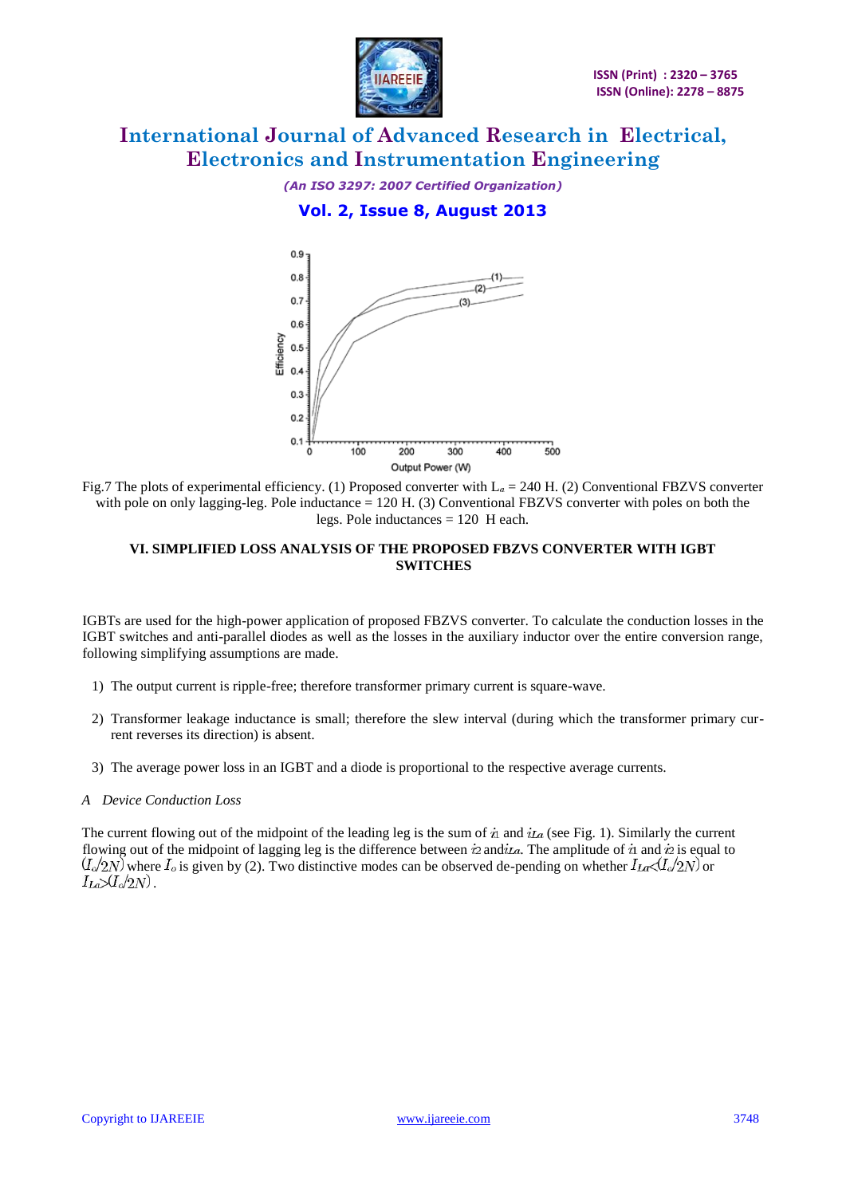0.9
0.8
0.7
0.6
0.5
0.4
0.3
0.2
0.1
Efficiency
0
100
200
300
400
500
Output Power (W)
(1)
(2)
(3)

Fig.7 The plots of experimental efficiency. (1) Proposed converter with $L_a$ = 240 H. (2) Conventional FBZVS converter with pole on only lagging-leg. Pole inductance = 120 H. (3) Conventional FBZVS converter with poles on both the legs. Pole inductances = 120 H each.

## VI. SIMPLIFIED LOSS ANALYSIS OF THE PROPOSED FBZVS CONVERTER WITH IGBT SWITCHES

IGBTs are used for the high-power application of proposed FBZVS converter. To calculate the conduction losses in the IGBT switches and anti-parallel diodes as well as the losses in the auxiliary inductor over the entire conversion range, following simplifying assumptions are made.

1) The output current is ripple-free; therefore transformer primary current is square-wave.

2) Transformer leakage inductance is small; therefore the slew interval (during which the transformer primary current reverses its direction) is absent.

3) The average power loss in an IGBT and a diode is proportional to the respective average currents.

### *A Device Conduction Loss*

The current flowing out of the midpoint of the leading leg is the sum of $i_1$ and $i_{La}$ (see Fig. 1). Similarly the current flowing out of the midpoint of lagging leg is the difference between $i_2$ and $i_{La}$. The amplitude of $i_1$ and $i_2$ is equal to $(I_o/2N)$ where $I_o$ is given by (2). Two distinctive modes can be observed de-pending on whether $I_{La}<(I_o/2N)$ or $I_{La}>(I_o/2N)$.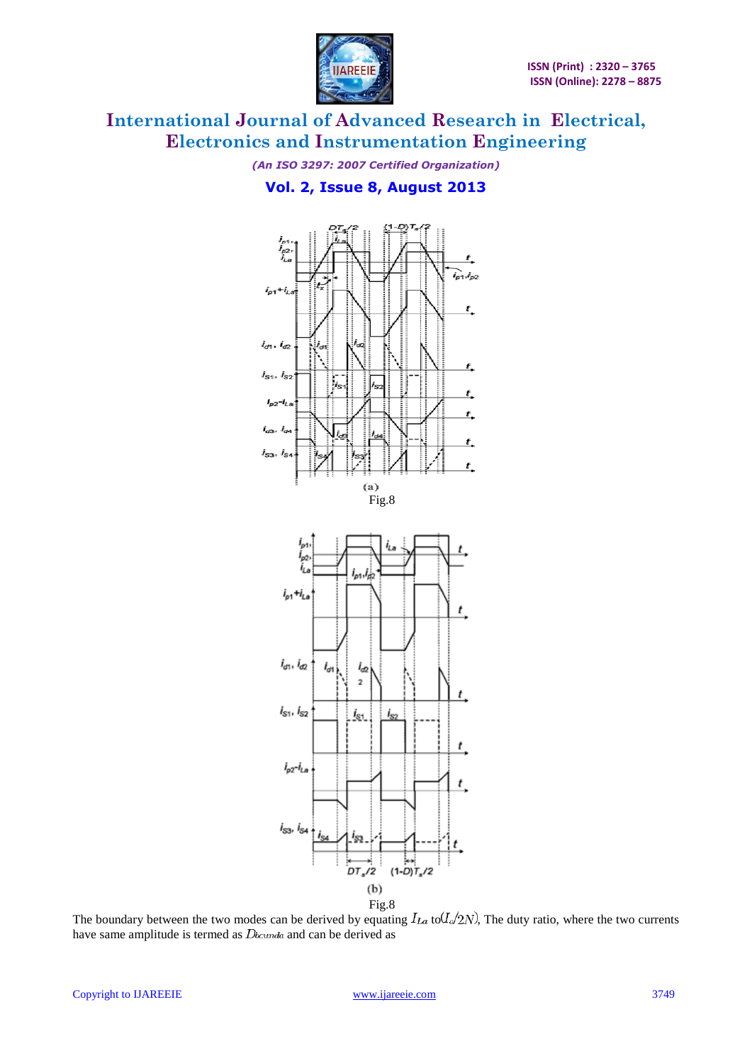(a)

Fig.8

(b)

Fig.8

The boundary between the two modes can be derived by equating $I_{La}$ to $(I_o/2N)$. The duty ratio, where the two currents have same amplitude is termed as $D_{bcunda}$ and can be derived as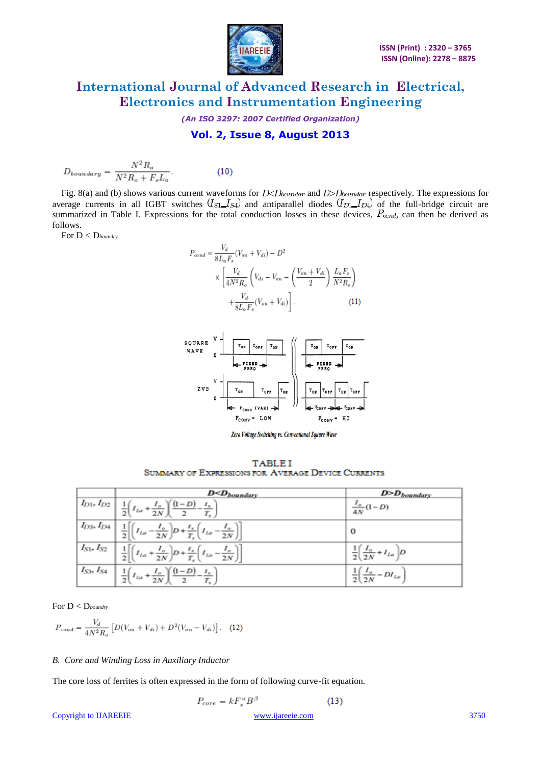$$D_{boundary} = \frac{N^2 R_o}{N^2 R_o + F_s L_a}. \qquad (10)$$

Fig. 8(a) and (b) shows various current waveforms for $D<D_{boundary}$ and $D>D_{boundary}$ respectively. The expressions for average currents in all IGBT switches $(I_{S1}\_I_{S4})$ and antiparallel diodes $(I_{D1}\_I_{D4})$ of the full-bridge circuit are summarized in Table I. Expressions for the total conduction losses in these devices, $P_{cond}$, can then be derived as follows.

For D < $D_{boundry}$

$$P_{cond} = \frac{V_d}{8L_a F_s}(V_{on} + V_{di}) - D^2 \times \left[ \frac{V_d}{4N^2 R_o} \left( V_{di} - V_{on} - \left( \frac{V_{on} + V_{di}}{2} \right) \frac{L_a F_s}{N^2 R_o} \right) + \frac{V_d}{8L_a F_s}(V_{on} + V_{di}) \right]. \qquad (11)$$

SQUARE WAVE

V

0

$T_{ON}$ $T_{OFF}$ $T_{ON}$

FIXED FREQ

ZVS

V

0

$T_{ON}$ $T_{OFF}$ $T_{ON}$

$F_{CONV}$ (VAR)

$F_{CONV}$ = LOW

$F_{CONV}$ $F_{CONV}$

$F_{CONV}$ = HI

Zero Voltage Switching vs. Conventional Square Wave

TABLE I
SUMMARY OF EXPRESSIONS FOR AVERAGE DEVICE CURRENTS

| | $D<D_{boundary}$ | $D>D_{boundary}$ |
|---|---|---|
| $I_{D1}$, $I_{D2}$ | $\frac{1}{2}\left(I_{La} + \frac{I_o}{2N}\right)\left(\frac{(1-D)}{2} - \frac{t_x}{T_s}\right)$ | $\frac{I_o}{4N}(1-D)$ |
| $I_{D3}$, $I_{D4}$ | $\frac{1}{2}\left[\left(I_{La} - \frac{I_o}{2N}\right)D + \frac{t_x}{T_s}\left(I_{La} - \frac{I_o}{2N}\right)\right]$ | 0 |
| $I_{S1}$, $I_{S2}$ | $\frac{1}{2}\left[\left(I_{La} + \frac{I_o}{2N}\right)D + \frac{t_x}{T_s}\left(I_{La} - \frac{I_o}{2N}\right)\right]$ | $\frac{1}{2}\left(\frac{I_o}{2N} + I_{La}\right)D$ |
| $I_{S3}$, $I_{S4}$ | $\frac{1}{2}\left(I_{La} + \frac{I_o}{2N}\right)\left(\frac{(1-D)}{2} - \frac{t_x}{T_s}\right)$ | $\frac{1}{2}\left(\frac{I_o}{2N} - DI_{La}\right)$ |

For D < $D_{boundry}$

$$P_{cond} = \frac{V_d}{4N^2 R_o}\left[D(V_{on} + V_{di}) + D^2(V_{on} - V_{di})\right]. \qquad (12)$$

*B. Core and Winding Loss in Auxiliary Inductor*

The core loss of ferrites is often expressed in the form of following curve-fit equation.

$$P_{core} = kF_s^{\alpha} B^{\beta} \qquad (13)$$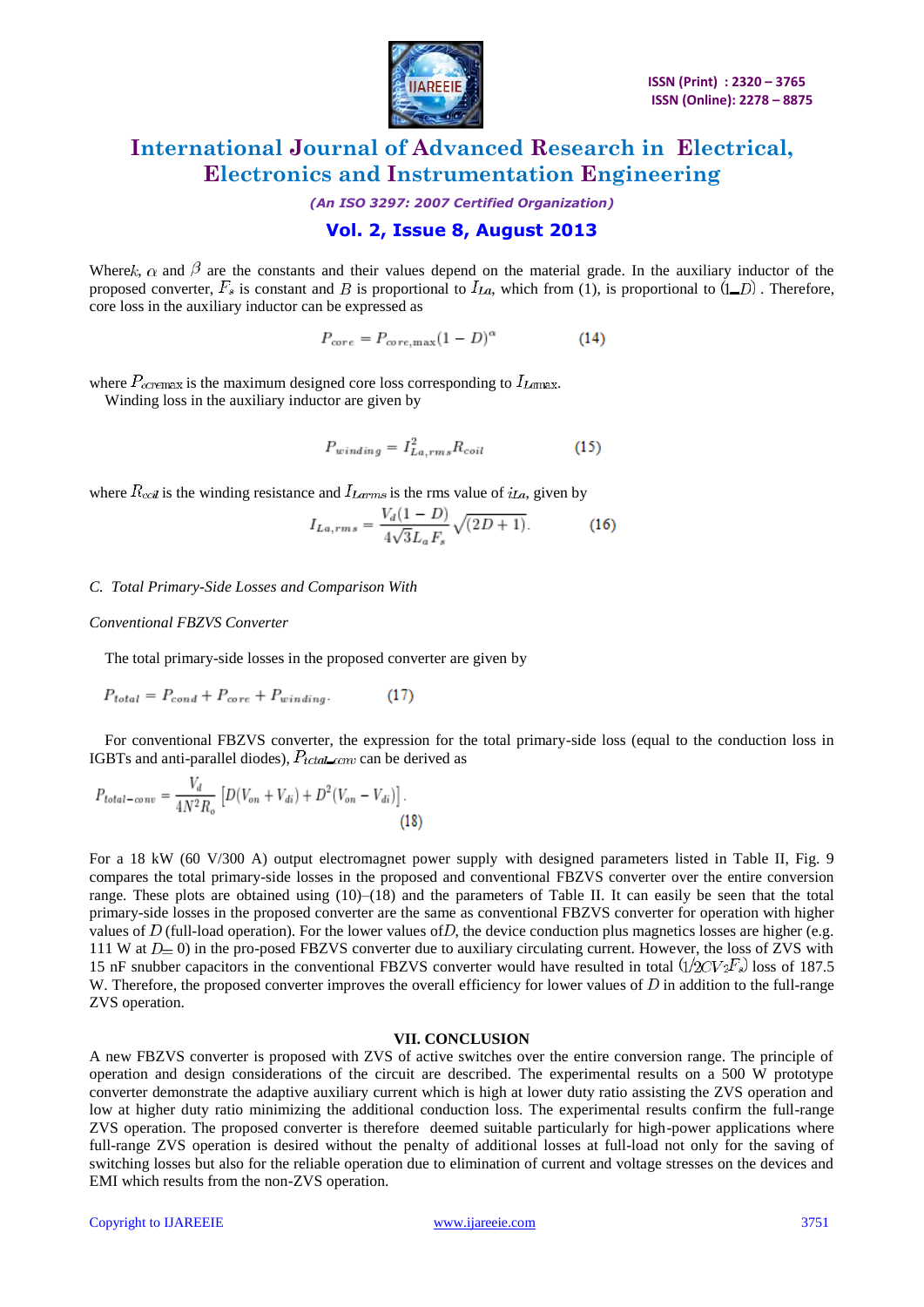Where $k$, $\alpha$ and $\beta$ are the constants and their values depend on the material grade. In the auxiliary inductor of the proposed converter, $F_s$ is constant and $B$ is proportional to $I_{La}$, which from (1), is proportional to $(1-D)$. Therefore, core loss in the auxiliary inductor can be expressed as

$$P_{core} = P_{core,\max}(1-D)^{\alpha} \qquad (14)$$

where $P_{core,\max}$ is the maximum designed core loss corresponding to $I_{La\max}$.

Winding loss in the auxiliary inductor are given by

$$P_{winding} = I^2_{La,rms} R_{coil} \qquad (15)$$

where $R_{coil}$ is the winding resistance and $I_{La,rms}$ is the rms value of $i_{La}$, given by

$$I_{La,rms} = \frac{V_d(1-D)}{4\sqrt{3}L_a F_s}\sqrt{(2D+1)}. \qquad (16)$$

*C. Total Primary-Side Losses and Comparison With*

*Conventional FBZVS Converter*

The total primary-side losses in the proposed converter are given by

$$P_{total} = P_{cond} + P_{core} + P_{winding}. \qquad (17)$$

For conventional FBZVS converter, the expression for the total primary-side loss (equal to the conduction loss in IGBTs and anti-parallel diodes), $P_{total\_conv}$ can be derived as

$$P_{total-conv} = \frac{V_d}{4N^2 R_o}\left[D(V_{on}+V_{di}) + D^2(V_{on}-V_{di})\right]. \qquad (18)$$

For a 18 kW (60 V/300 A) output electromagnet power supply with designed parameters listed in Table II, Fig. 9 compares the total primary-side losses in the proposed and conventional FBZVS converter over the entire conversion range. These plots are obtained using (10)–(18) and the parameters of Table II. It can easily be seen that the total primary-side losses in the proposed converter are the same as conventional FBZVS converter for operation with higher values of $D$ (full-load operation). For the lower values of $D$, the device conduction plus magnetics losses are higher (e.g. 111 W at $D=0$) in the pro-posed FBZVS converter due to auxiliary circulating current. However, the loss of ZVS with 15 nF snubber capacitors in the conventional FBZVS converter would have resulted in total $(1/2CV^2F_s)$ loss of 187.5 W. Therefore, the proposed converter improves the overall efficiency for lower values of $D$ in addition to the full-range ZVS operation.

## VII. CONCLUSION

A new FBZVS converter is proposed with ZVS of active switches over the entire conversion range. The principle of operation and design considerations of the circuit are described. The experimental results on a 500 W prototype converter demonstrate the adaptive auxiliary current which is high at lower duty ratio assisting the ZVS operation and low at higher duty ratio minimizing the additional conduction loss. The experimental results confirm the full-range ZVS operation. The proposed converter is therefore deemed suitable particularly for high-power applications where full-range ZVS operation is desired without the penalty of additional losses at full-load not only for the saving of switching losses but also for the reliable operation due to elimination of current and voltage stresses on the devices and EMI which results from the non-ZVS operation.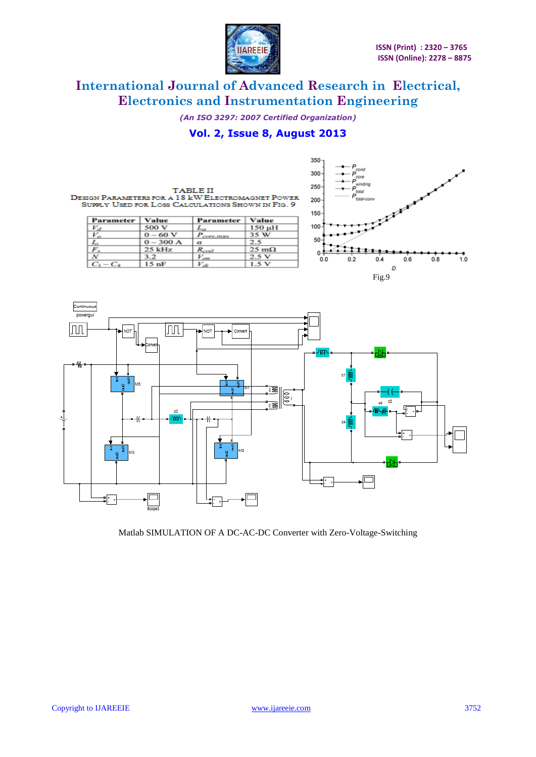TABLE II
DESIGN PARAMETERS FOR A 18 kW ELECTROMAGNET POWER SUPPLY USED FOR LOSS CALCULATIONS SHOWN IN FIG. 9

| Parameter | Value | Parameter | Value |
|---|---|---|---|
| $V_d$ | 500 V | $L_a$ | 150 µH |
| $V_o$ | 0 – 60 V | $P_{core,max}$ | 35 W |
| $I_o$ | 0 – 300 A | $\alpha$ | 2.5 |
| $F_s$ | 25 kHz | $R_{coil}$ | 25 mΩ |
| $N$ | 3.2 | $V_{on}$ | 2.5 V |
| $C_1 - C_4$ | 15 nF | $V_{di}$ | 1.5 V |

350
300
250
200
150
100
50
0
0.0
0.2
0.4
0.6
0.8
1.0
D
$P_{cond}$
$P_{core}$
$P_{winding}$
$P_{total}$
$P_{total\text{-}conv}$

Fig.9

Continuous
powergui
NOT
Convert
M5
M1
M3
M2
c1
c2
c3
c4
c5
Scope3

Matlab SIMULATION OF A DC-AC-DC Converter with Zero-Voltage-Switching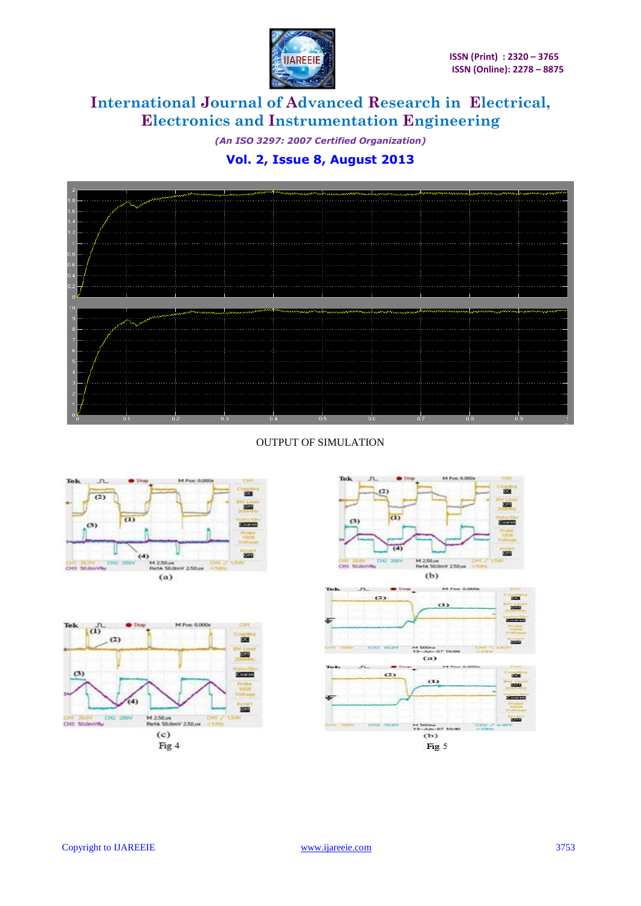OUTPUT OF SIMULATION

(a)

(b)

(c)

Fig 4

(a)

(b)

Fig 5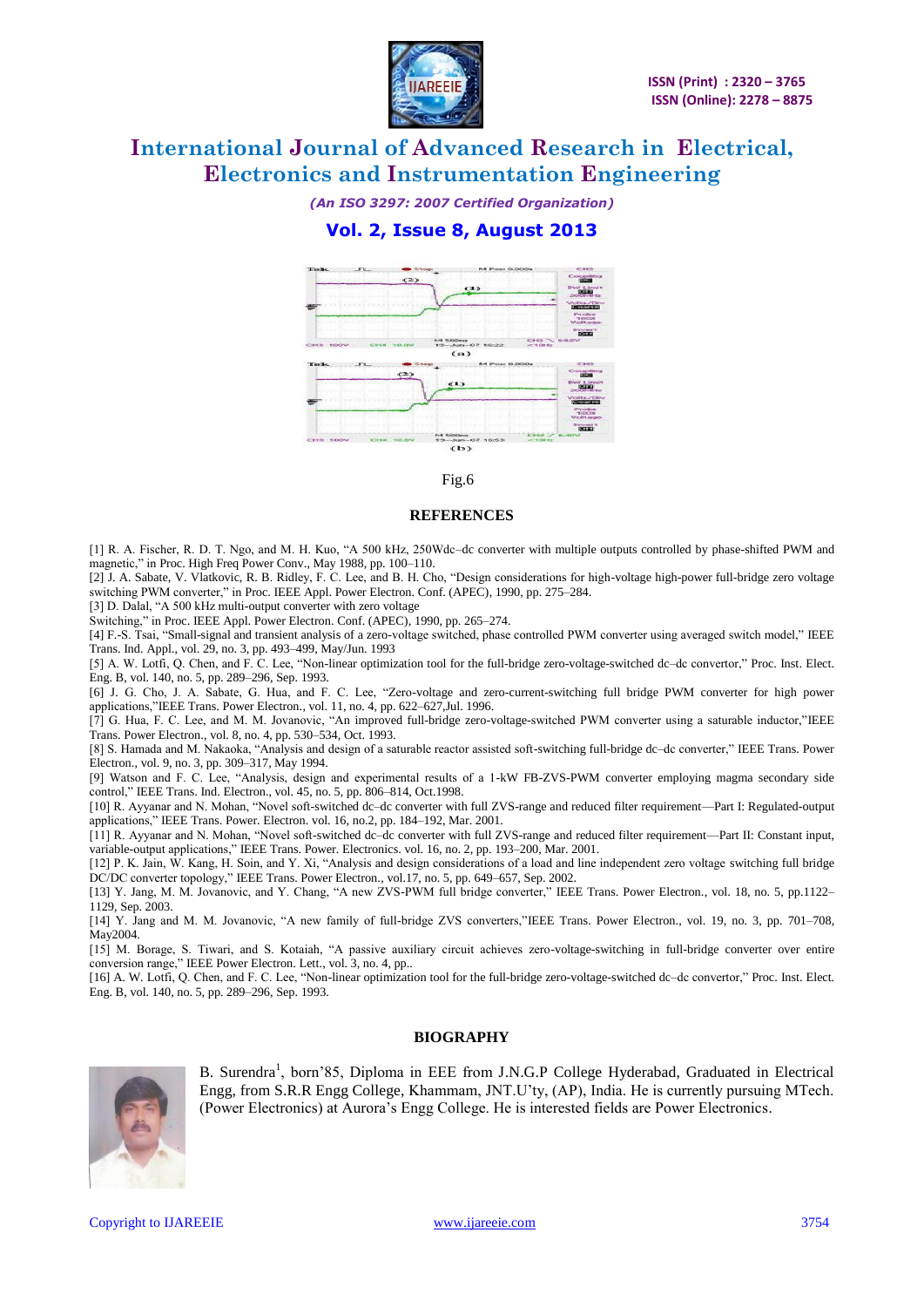Fig.6

## REFERENCES

[1] R. A. Fischer, R. D. T. Ngo, and M. H. Kuo, "A 500 kHz, 250Wdc–dc converter with multiple outputs controlled by phase-shifted PWM and magnetic," in Proc. High Freq Power Conv., May 1988, pp. 100–110.

[2] J. A. Sabate, V. Vlatkovic, R. B. Ridley, F. C. Lee, and B. H. Cho, "Design considerations for high-voltage high-power full-bridge zero voltage switching PWM converter," in Proc. IEEE Appl. Power Electron. Conf. (APEC), 1990, pp. 275–284.

[3] D. Dalal, "A 500 kHz multi-output converter with zero voltage Switching," in Proc. IEEE Appl. Power Electron. Conf. (APEC), 1990, pp. 265–274.

[4] F.-S. Tsai, "Small-signal and transient analysis of a zero-voltage switched, phase controlled PWM converter using averaged switch model," IEEE Trans. Ind. Appl., vol. 29, no. 3, pp. 493–499, May/Jun. 1993

[5] A. W. Lotfi, Q. Chen, and F. C. Lee, "Non-linear optimization tool for the full-bridge zero-voltage-switched dc–dc convertor," Proc. Inst. Elect. Eng. B, vol. 140, no. 5, pp. 289–296, Sep. 1993.

[6] J. G. Cho, J. A. Sabate, G. Hua, and F. C. Lee, "Zero-voltage and zero-current-switching full bridge PWM converter for high power applications,"IEEE Trans. Power Electron., vol. 11, no. 4, pp. 622–627,Jul. 1996.

[7] G. Hua, F. C. Lee, and M. M. Jovanovic, "An improved full-bridge zero-voltage-switched PWM converter using a saturable inductor,"IEEE Trans. Power Electron., vol. 8, no. 4, pp. 530–534, Oct. 1993.

[8] S. Hamada and M. Nakaoka, "Analysis and design of a saturable reactor assisted soft-switching full-bridge dc–dc converter," IEEE Trans. Power Electron., vol. 9, no. 3, pp. 309–317, May 1994.

[9] Watson and F. C. Lee, "Analysis, design and experimental results of a 1-kW FB-ZVS-PWM converter employing magma secondary side control," IEEE Trans. Ind. Electron., vol. 45, no. 5, pp. 806–814, Oct.1998.

[10] R. Ayyanar and N. Mohan, "Novel soft-switched dc–dc converter with full ZVS-range and reduced filter requirement—Part I: Regulated-output applications," IEEE Trans. Power. Electron. vol. 16, no.2, pp. 184–192, Mar. 2001.

[11] R. Ayyanar and N. Mohan, "Novel soft-switched dc–dc converter with full ZVS-range and reduced filter requirement—Part II: Constant input, variable-output applications," IEEE Trans. Power. Electronics. vol. 16, no. 2, pp. 193–200, Mar. 2001.

[12] P. K. Jain, W. Kang, H. Soin, and Y. Xi, "Analysis and design considerations of a load and line independent zero voltage switching full bridge DC/DC converter topology," IEEE Trans. Power Electron., vol.17, no. 5, pp. 649–657, Sep. 2002.

[13] Y. Jang, M. M. Jovanovic, and Y. Chang, "A new ZVS-PWM full bridge converter," IEEE Trans. Power Electron., vol. 18, no. 5, pp.1122–1129, Sep. 2003.

[14] Y. Jang and M. M. Jovanovic, "A new family of full-bridge ZVS converters,"IEEE Trans. Power Electron., vol. 19, no. 3, pp. 701–708, May2004.

[15] M. Borage, S. Tiwari, and S. Kotaiah, "A passive auxiliary circuit achieves zero-voltage-switching in full-bridge converter over entire conversion range," IEEE Power Electron. Lett., vol. 3, no. 4, pp..

[16] A. W. Lotfi, Q. Chen, and F. C. Lee, "Non-linear optimization tool for the full-bridge zero-voltage-switched dc–dc convertor," Proc. Inst. Elect. Eng. B, vol. 140, no. 5, pp. 289–296, Sep. 1993.

## BIOGRAPHY

B. Surendra[1], born'85, Diploma in EEE from J.N.G.P College Hyderabad, Graduated in Electrical Engg, from S.R.R Engg College, Khammam, JNT.U'ty, (AP), India. He is currently pursuing MTech. (Power Electronics) at Aurora's Engg College. He is interested fields are Power Electronics.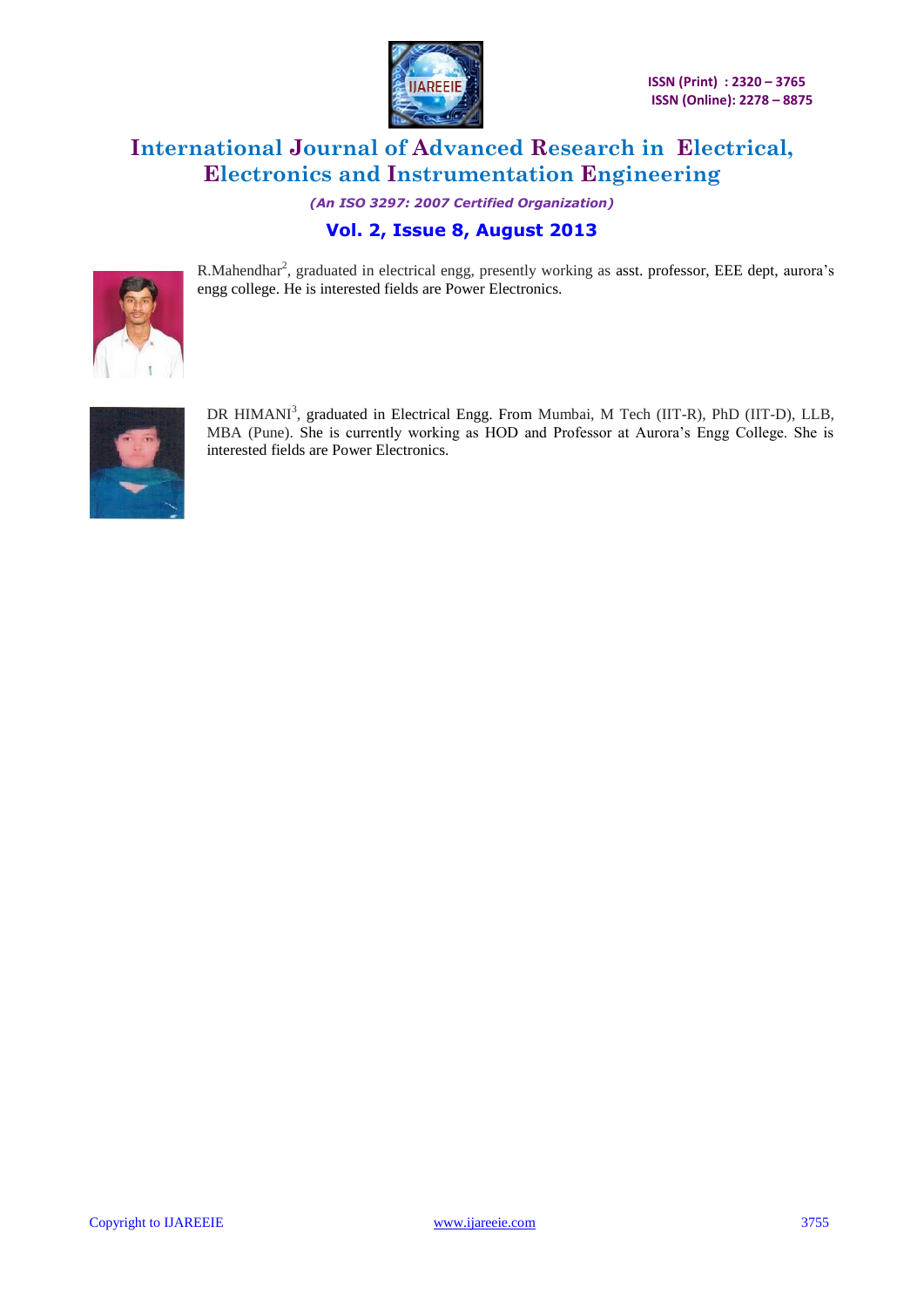R.Mahendhar[2], graduated in electrical engg, presently working as asst. professor, EEE dept, aurora's engg college. He is interested fields are Power Electronics.

DR HIMANI[3], graduated in Electrical Engg. From Mumbai, M Tech (IIT-R), PhD (IIT-D), LLB, MBA (Pune). She is currently working as HOD and Professor at Aurora's Engg College. She is interested fields are Power Electronics.